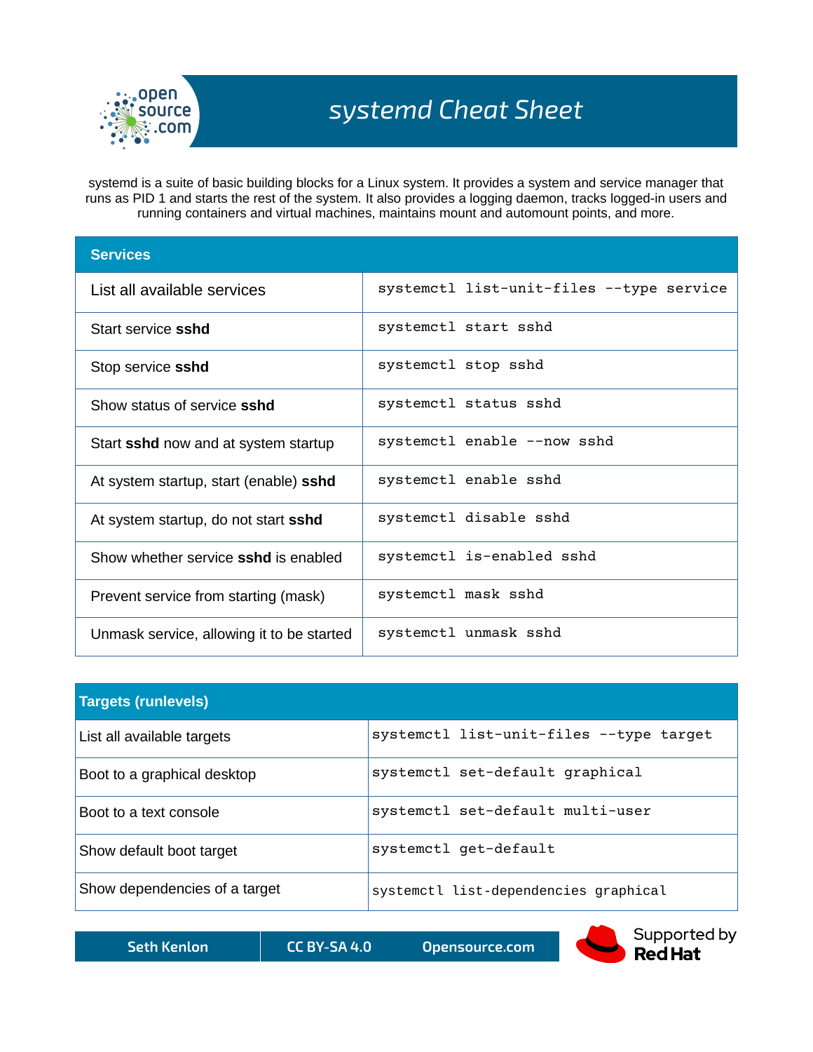# systemd Cheat Sheet

systemd is a suite of basic building blocks for a Linux system. It provides a system and service manager that runs as PID 1 and starts the rest of the system. It also provides a logging daemon, tracks logged-in users and running containers and virtual machines, maintains mount and automount points, and more.

| Services | |
|---|---|
| List all available services | `systemctl list-unit-files --type service` |
| Start service **sshd** | `systemctl start sshd` |
| Stop service **sshd** | `systemctl stop sshd` |
| Show status of service **sshd** | `systemctl status sshd` |
| Start **sshd** now and at system startup | `systemctl enable --now sshd` |
| At system startup, start (enable) **sshd** | `systemctl enable sshd` |
| At system startup, do not start **sshd** | `systemctl disable sshd` |
| Show whether service **sshd** is enabled | `systemctl is-enabled sshd` |
| Prevent service from starting (mask) | `systemctl mask sshd` |
| Unmask service, allowing it to be started | `systemctl unmask sshd` |

| Targets (runlevels) | |
|---|---|
| List all available targets | `systemctl list-unit-files --type target` |
| Boot to a graphical desktop | `systemctl set-default graphical` |
| Boot to a text console | `systemctl set-default multi-user` |
| Show default boot target | `systemctl get-default` |
| Show dependencies of a target | `systemctl list-dependencies graphical` |

Seth Kenlon | CC BY-SA 4.0 | Opensource.com

Supported by Red Hat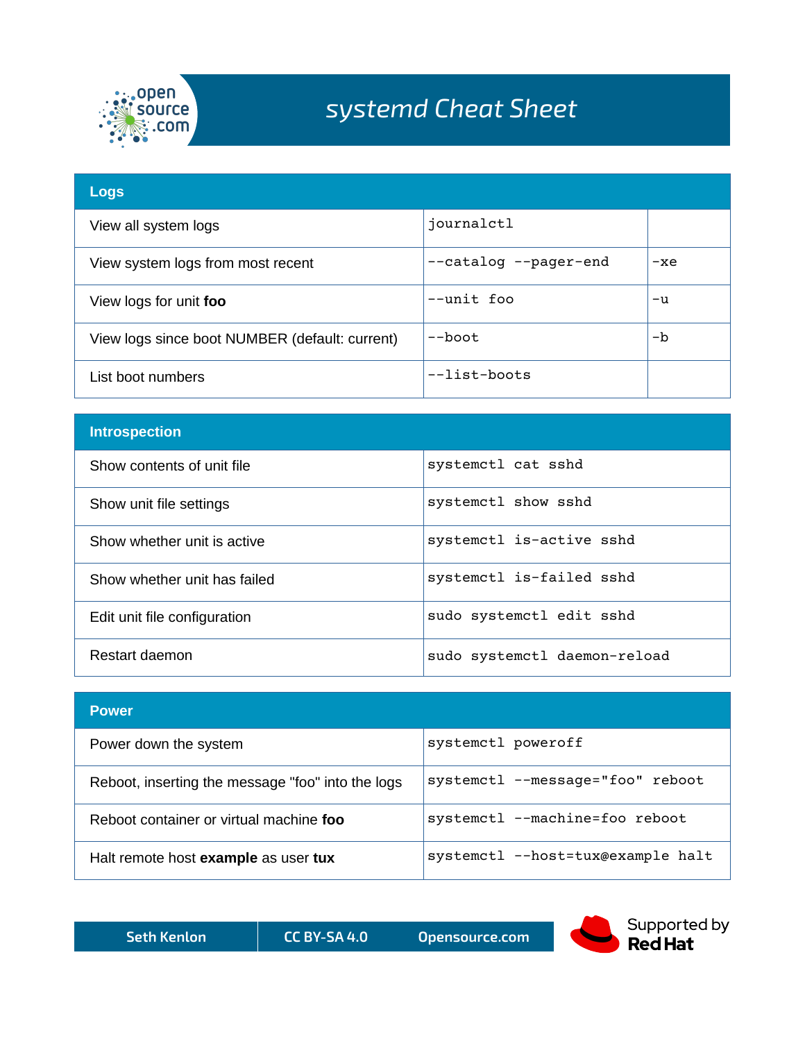# systemd Cheat Sheet

| Logs | | |
|---|---|---|
| View all system logs | `journalctl` | |
| View system logs from most recent | `--catalog --pager-end` | `-xe` |
| View logs for unit **foo** | `--unit foo` | `-u` |
| View logs since boot NUMBER (default: current) | `--boot` | `-b` |
| List boot numbers | `--list-boots` | |

| Introspection | |
|---|---|
| Show contents of unit file | `systemctl cat sshd` |
| Show unit file settings | `systemctl show sshd` |
| Show whether unit is active | `systemctl is-active sshd` |
| Show whether unit has failed | `systemctl is-failed sshd` |
| Edit unit file configuration | `sudo systemctl edit sshd` |
| Restart daemon | `sudo systemctl daemon-reload` |

| Power | |
|---|---|
| Power down the system | `systemctl poweroff` |
| Reboot, inserting the message "foo" into the logs | `systemctl --message="foo" reboot` |
| Reboot container or virtual machine **foo** | `systemctl --machine=foo reboot` |
| Halt remote host **example** as user **tux** | `systemctl --host=tux@example halt` |

Seth Kenlon | CC BY-SA 4.0 | Opensource.com

Supported by Red Hat